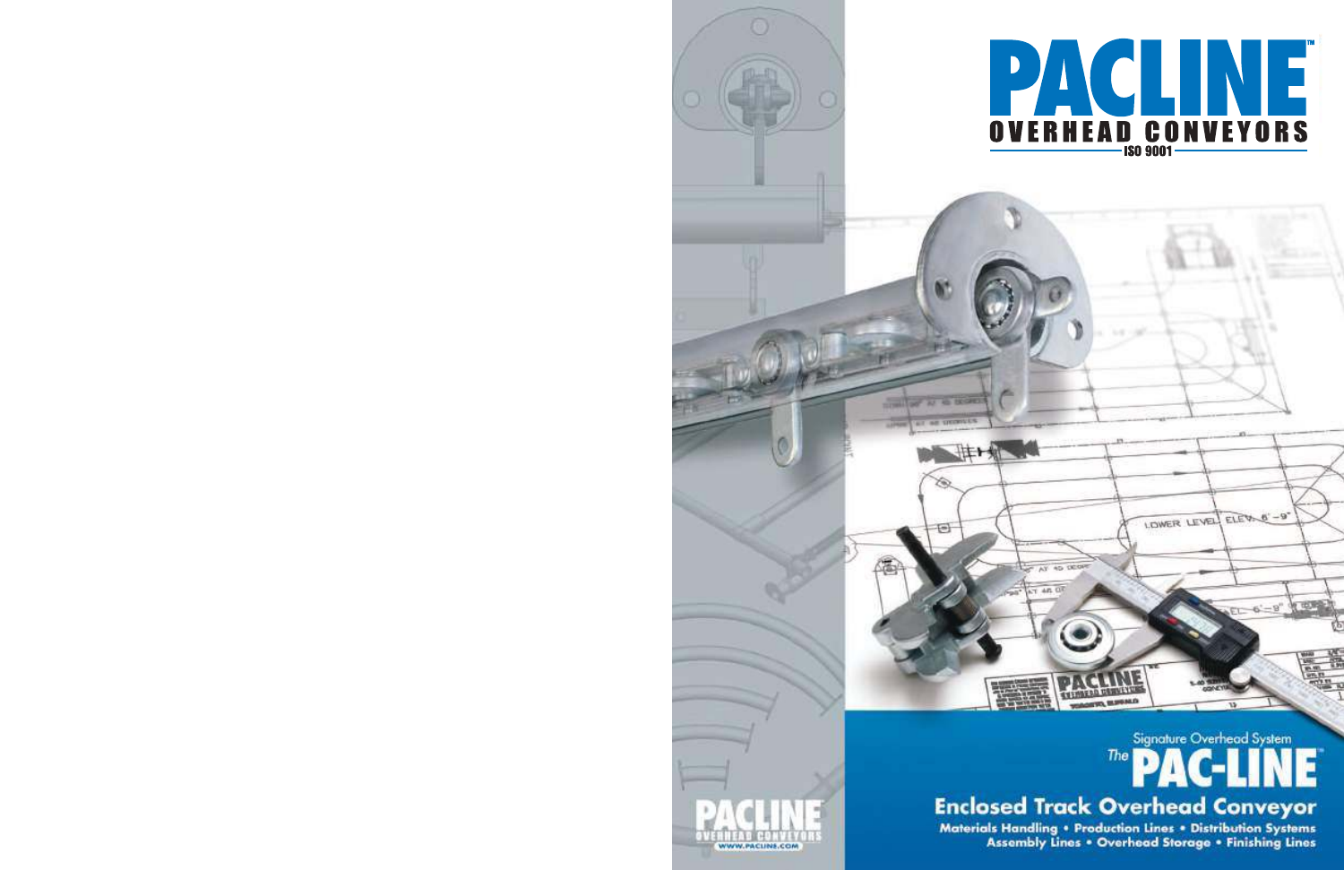# PACLINE™

## OVERHEAD CONVEYORS

ISO 9001

Signature Overhead System

*The* **PAC-LINE™**

## Enclosed Track Overhead Conveyor

**Materials Handling • Production Lines • Distribution Systems**
**Assembly Lines • Overhead Storage • Finishing Lines**

PACLINE OVERHEAD CONVEYORS

WWW.PACLINE.COM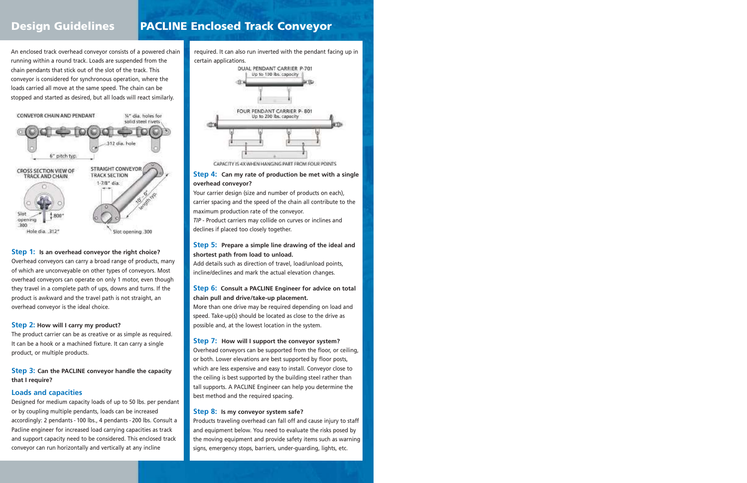# Design Guidelines

# PACLINE Enclosed Track Conveyor

An enclosed track overhead conveyor consists of a powered chain running within a round track. Loads are suspended from the chain pendants that stick out of the slot of the track. This conveyor is considered for synchronous operation, where the loads carried all move at the same speed. The chain can be stopped and started as desired, but all loads will react similarly.

CONVEYOR CHAIN AND PENDANT

¼" dia. holes for solid steel rivets

.312 dia. hole

6" pitch typ.

CROSS SECTION VIEW OF TRACK AND CHAIN

Slot opening .300

.800"

Hole dia. .312"

STRAIGHT CONVEYOR TRACK SECTION

1-7/8" dia.

10'-0" length typ.

Slot opening .300

### Step 1: Is an overhead conveyor the right choice?

Overhead conveyors can carry a broad range of products, many of which are unconveyable on other types of conveyors. Most overhead conveyors can operate on only 1 motor, even though they travel in a complete path of ups, downs and turns. If the product is awkward and the travel path is not straight, an overhead conveyor is the ideal choice.

### Step 2: How will I carry my product?

The product carrier can be as creative or as simple as required. It can be a hook or a machined fixture. It can carry a single product, or multiple products.

### Step 3: Can the PACLINE conveyor handle the capacity that I require?

## Loads and capacities

Designed for medium capacity loads of up to 50 lbs. per pendant or by coupling multiple pendants, loads can be increased accordingly: 2 pendants - 100 lbs., 4 pendants - 200 lbs. Consult a Pacline engineer for increased load carrying capacities as track and support capacity need to be considered. This enclosed track conveyor can run horizontally and vertically at any incline required. It can also run inverted with the pendant facing up in certain applications.

DUAL PENDANT CARRIER P-701
Up to 100 lbs. capacity

FOUR PENDANT CARRIER P-801
Up to 200 lbs. capacity

CAPACITY IS 4X WHEN HANGING PART FROM FOUR POINTS

### Step 4: Can my rate of production be met with a single overhead conveyor?

Your carrier design (size and number of products on each), carrier spacing and the speed of the chain all contribute to the maximum production rate of the conveyor.

*TIP* - Product carriers may collide on curves or inclines and declines if placed too closely together.

### Step 5: Prepare a simple line drawing of the ideal and shortest path from load to unload.

Add details such as direction of travel, load/unload points, incline/declines and mark the actual elevation changes.

### Step 6: Consult a PACLINE Engineer for advice on total chain pull and drive/take-up placement.

More than one drive may be required depending on load and speed. Take-up(s) should be located as close to the drive as possible and, at the lowest location in the system.

### Step 7: How will I support the conveyor system?

Overhead conveyors can be supported from the floor, or ceiling, or both. Lower elevations are best supported by floor posts, which are less expensive and easy to install. Conveyor close to the ceiling is best supported by the building steel rather than tall supports. A PACLINE Engineer can help you determine the best method and the required spacing.

### Step 8: Is my conveyor system safe?

Products traveling overhead can fall off and cause injury to staff and equipment below. You need to evaluate the risks posed by the moving equipment and provide safety items such as warning signs, emergency stops, barriers, under-guarding, lights, etc.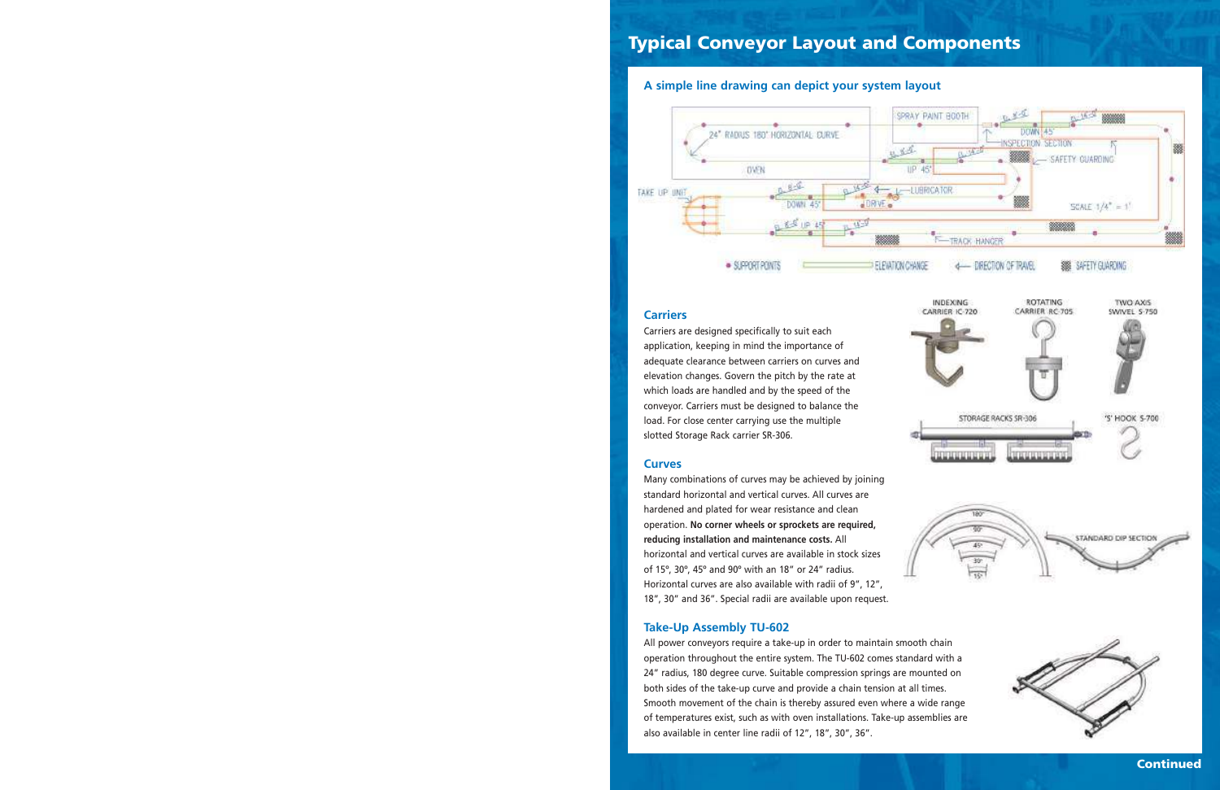# Typical Conveyor Layout and Components

### A simple line drawing can depict your system layout

### Carriers

Carriers are designed specifically to suit each application, keeping in mind the importance of adequate clearance between carriers on curves and elevation changes. Govern the pitch by the rate at which loads are handled and by the speed of the conveyor. Carriers must be designed to balance the load. For close center carrying use the multiple slotted Storage Rack carrier SR-306.

### Curves

Many combinations of curves may be achieved by joining standard horizontal and vertical curves. All curves are hardened and plated for wear resistance and clean operation. **No corner wheels or sprockets are required, reducing installation and maintenance costs.** All horizontal and vertical curves are available in stock sizes of 15°, 30°, 45° and 90° with an 18" or 24" radius. Horizontal curves are also available with radii of 9", 12", 18", 30" and 36". Special radii are available upon request.

### Take-Up Assembly TU-602

All power conveyors require a take-up in order to maintain smooth chain operation throughout the entire system. The TU-602 comes standard with a 24" radius, 180 degree curve. Suitable compression springs are mounted on both sides of the take-up curve and provide a chain tension at all times. Smooth movement of the chain is thereby assured even where a wide range of temperatures exist, such as with oven installations. Take-up assemblies are also available in center line radii of 12", 18", 30", 36".

**Continued**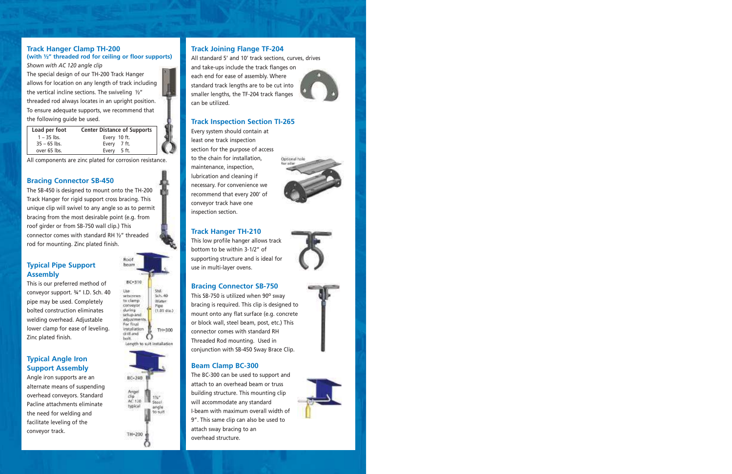## Track Hanger Clamp TH-200

**(with ½" threaded rod for ceiling or floor supports)**

*Shown with AC 120 angle clip*

The special design of our TH-200 Track Hanger allows for location on any length of track including the vertical incline sections. The swiveling ½" threaded rod always locates in an upright position. To ensure adequate supports, we recommend that the following guide be used.

| Load per foot | Center Distance of Supports |
|---|---|
| 1 – 35 lbs. | Every 10 ft. |
| 35 – 65 lbs. | Every 7 ft. |
| over 65 lbs. | Every 5 ft. |

All components are zinc plated for corrosion resistance.

## Bracing Connector SB-450

The SB-450 is designed to mount onto the TH-200 Track Hanger for rigid support cross bracing. This unique clip will swivel to any angle so as to permit bracing from the most desirable point (e.g. from roof girder or from SB-750 wall clip.) This connector comes with standard RH ½" threaded rod for mounting. Zinc plated finish.

## Typical Pipe Support Assembly

This is our preferred method of conveyor support. ¾" I.D. Sch. 40 pipe may be used. Completely bolted construction eliminates welding overhead. Adjustable lower clamp for ease of leveling. Zinc plated finish.

Roof beam

BC-310

Use setscrews to clamp conveyor during setup and adjustments. For final installation drill and bolt.

Std. Sch. 40 Water Pipe (1.05 dia.)

TH-300

Length to suit installation

## Typical Angle Iron Support Assembly

Angle iron supports are an alternate means of suspending overhead conveyors. Standard Pacline attachments eliminate the need for welding and facilitate leveling of the conveyor track.

BC-240

Angel clip AC 120 typical

1½" Steel angle to suit

TH-200

## Track Joining Flange TF-204

All standard 5' and 10' track sections, curves, drives and take-ups include the track flanges on each end for ease of assembly. Where standard track lengths are to be cut into smaller lengths, the TF-204 track flanges can be utilized.

## Track Inspection Section TI-265

Every system should contain at least one track inspection section for the purpose of access to the chain for installation, maintenance, inspection, lubrication and cleaning if necessary. For convenience we recommend that every 200' of conveyor track have one inspection section.

Optional hole for oiler

## Track Hanger TH-210

This low profile hanger allows track bottom to be within 3-1/2" of supporting structure and is ideal for use in multi-layer ovens.

## Bracing Connector SB-750

This SB-750 is utilized when 90º sway bracing is required. This clip is designed to mount onto any flat surface (e.g. concrete or block wall, steel beam, post, etc.) This connector comes with standard RH Threaded Rod mounting. Used in conjunction with SB-450 Sway Brace Clip.

## Beam Clamp BC-300

The BC-300 can be used to support and attach to an overhead beam or truss building structure. This mounting clip will accommodate any standard I-beam with maximum overall width of 9". This same clip can also be used to attach sway bracing to an overhead structure.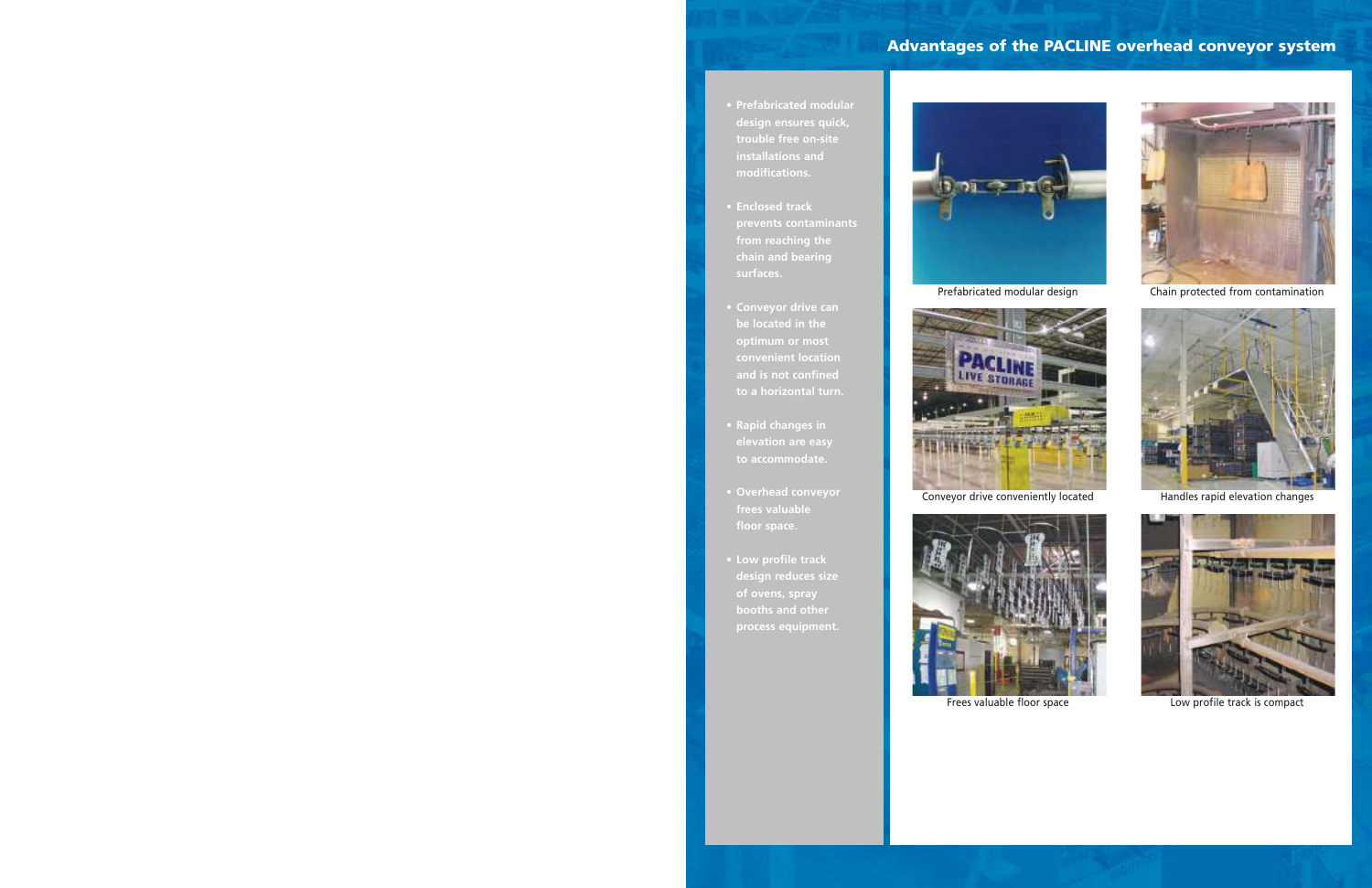## Advantages of the PACLINE overhead conveyor system

- Prefabricated modular design ensures quick, trouble free on-site installations and modifications.
- Enclosed track prevents contaminants from reaching the chain and bearing surfaces.
- Conveyor drive can be located in the optimum or most convenient location and is not confined to a horizontal turn.
- Rapid changes in elevation are easy to accommodate.
- Overhead conveyor frees valuable floor space.
- Low profile track design reduces size of ovens, spray booths and other process equipment.

Prefabricated modular design

Chain protected from contamination

Conveyor drive conveniently located

Handles rapid elevation changes

Frees valuable floor space

Low profile track is compact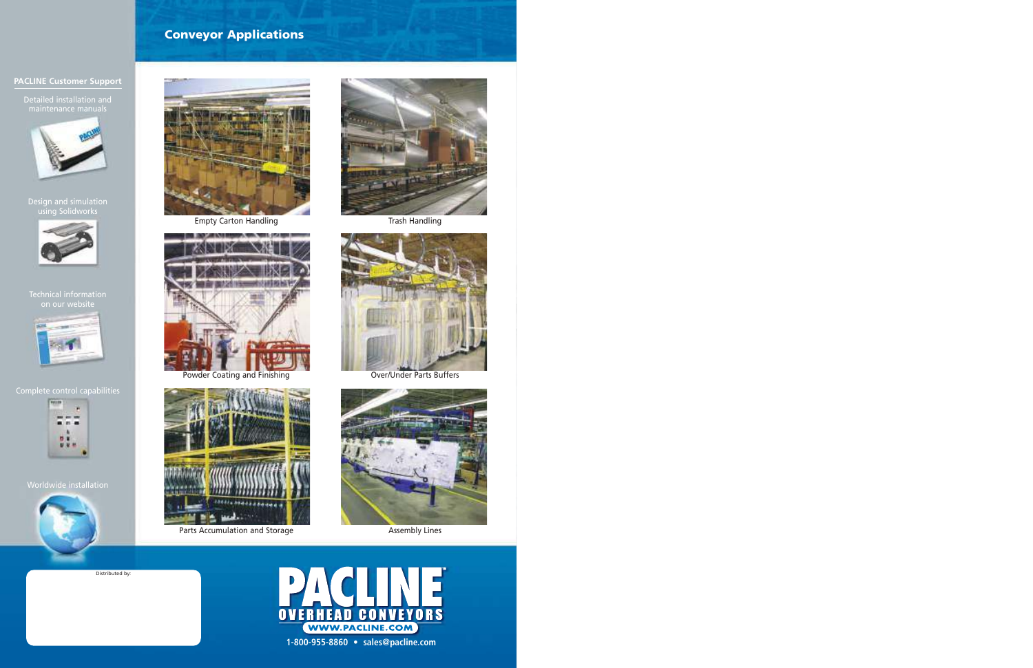## Conveyor Applications

### PACLINE Customer Support

Detailed installation and maintenance manuals

Design and simulation using Solidworks

Technical information on our website

Complete control capabilities

Worldwide installation

Empty Carton Handling

Trash Handling

Powder Coating and Finishing

Over/Under Parts Buffers

Parts Accumulation and Storage

Assembly Lines

Distributed by:

**PACLINE™**

**OVERHEAD CONVEYORS**

**WWW.PACLINE.COM**

**1-800-955-8860 • sales@pacline.com**